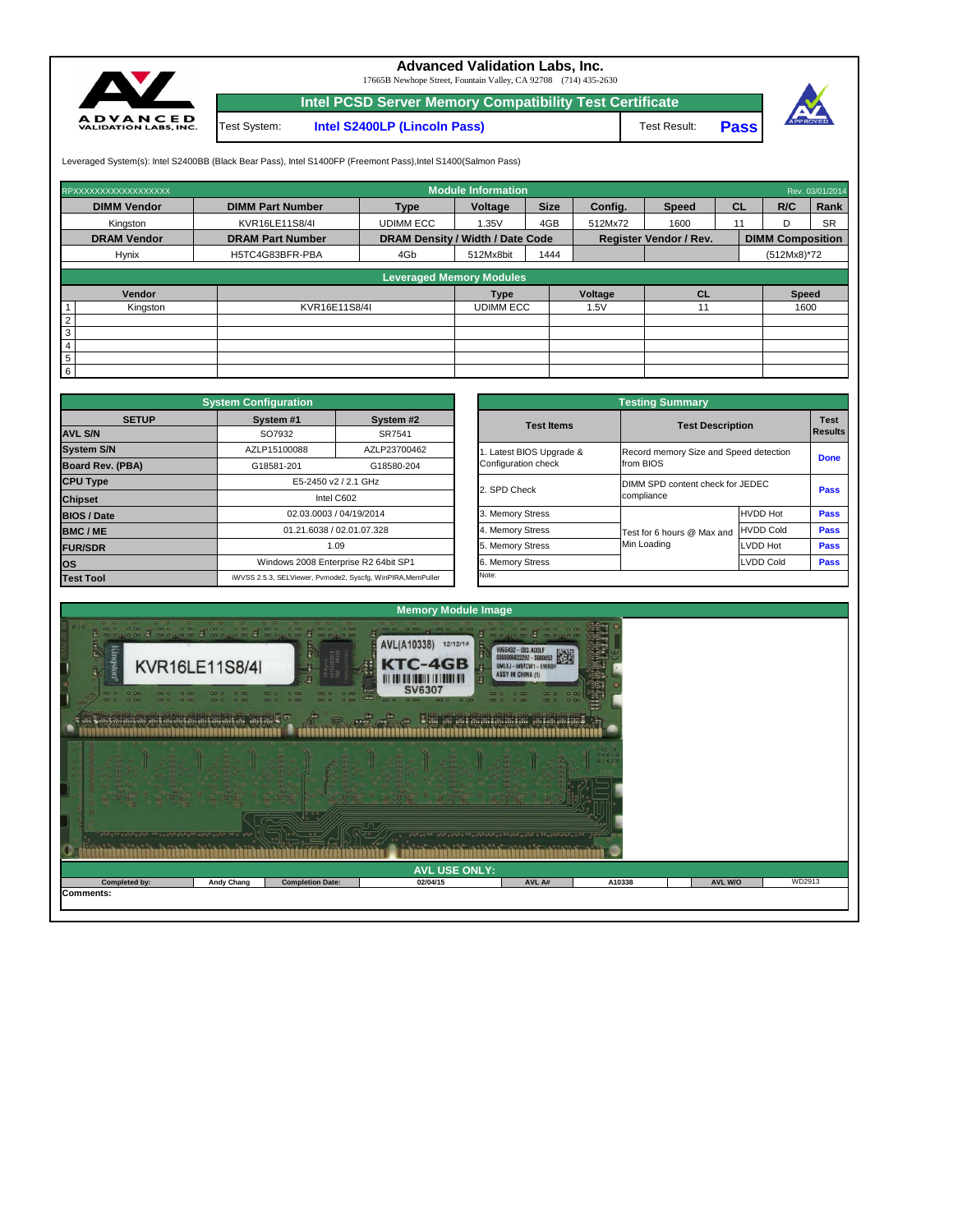# Advanced Validation Labs, Inc.

17665B Newhope Street, Fountain Valley, CA 92708 (714) 435-2630

## Intel PCSD Server Memory Compatibility Test Certificate

| Test System: | Intel S2400LP (Lincoln Pass) | Test Result: | Pass |
|---|---|---|---|

Leveraged System(s): Intel S2400BB (Black Bear Pass), Intel S1400FP (Freemont Pass),Intel S1400(Salmon Pass)

### Module Information

RPXXXXXXXXXXXXXXXXXXX — Rev. 03/01/2014

| DIMM Vendor | DIMM Part Number | Type | Voltage | Size | Config. | Speed | CL | R/C | Rank |
|---|---|---|---|---|---|---|---|---|---|
| Kingston | KVR16LE11S8/4I | UDIMM ECC | 1.35V | 4GB | 512Mx72 | 1600 | 11 | D | SR |

| DRAM Vendor | DRAM Part Number | DRAM Density / Width / Date Code | | | Register Vendor / Rev. | | DIMM Composition |
|---|---|---|---|---|---|---|---|
| Hynix | H5TC4G83BFR-PBA | 4Gb | 512Mx8bit | 1444 | | | (512Mx8)*72 |

### Leveraged Memory Modules

| | Vendor | | Type | Voltage | CL | Speed |
|---|---|---|---|---|---|---|
| 1 | Kingston | KVR16E11S8/4I | UDIMM ECC | 1.5V | 11 | 1600 |
| 2 | | | | | | |
| 3 | | | | | | |
| 4 | | | | | | |
| 5 | | | | | | |
| 6 | | | | | | |

### System Configuration

| SETUP | System #1 | System #2 |
|---|---|---|
| AVL S/N | SO7932 | SR7541 |
| System S/N | AZLP15100088 | AZLP23700462 |
| Board Rev. (PBA) | G18581-201 | G18580-204 |
| CPU Type | E5-2450 v2 / 2.1 GHz | |
| Chipset | Intel C602 | |
| BIOS / Date | 02.03.0003 / 04/19/2014 | |
| BMC / ME | 01.21.6038 / 02.01.07.328 | |
| FUR/SDR | 1.09 | |
| OS | Windows 2008 Enterprise R2 64bit SP1 | |
| Test Tool | iWVSS 2.5.3, SELViewer, Pvmode2, Syscfg, WinPIRA,MemPuller | |

### Testing Summary

| Test Items | Test Description | | Test Results |
|---|---|---|---|
| 1. Latest BIOS Upgrade & Configuration check | Record memory Size and Speed detection from BIOS | | Done |
| 2. SPD Check | DIMM SPD content check for JEDEC compliance | | Pass |
| 3. Memory Stress | Test for 6 hours @ Max and Min Loading | HVDD Hot | Pass |
| 4. Memory Stress | | HVDD Cold | Pass |
| 5. Memory Stress | | LVDD Hot | Pass |
| 6. Memory Stress | | LVDD Cold | Pass |

Note:

### Memory Module Image

### AVL USE ONLY:

| Completed by: | Andy Chang | Completion Date: | 02/04/15 | AVL A# | A10338 | AVL W/O | WD2913 |
|---|---|---|---|---|---|---|---|

Comments: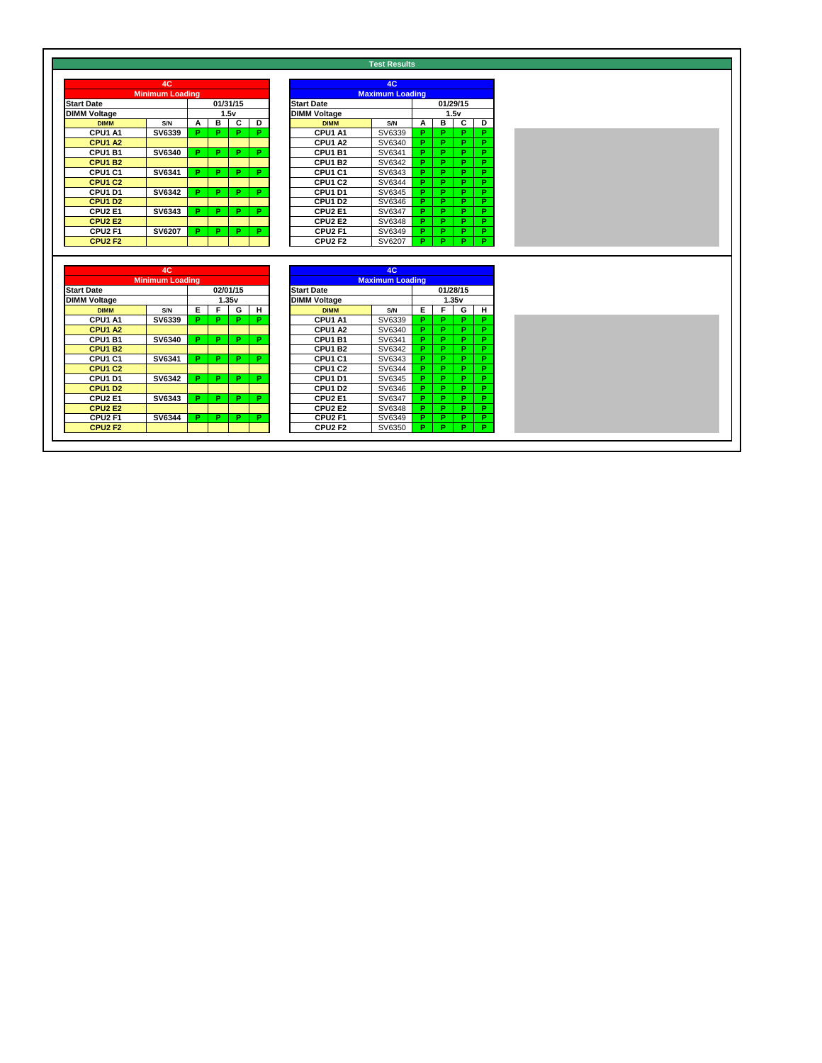## Test Results

| 4C Minimum Loading | | | | | |
|---|---|---|---|---|---|
| Start Date | | 01/31/15 | | | |
| DIMM Voltage | | 1.5v | | | |
| DIMM | S/N | A | B | C | D |
| CPU1 A1 | SV6339 | P | P | P | P |
| CPU1 A2 | | | | | |
| CPU1 B1 | SV6340 | P | P | P | P |
| CPU1 B2 | | | | | |
| CPU1 C1 | SV6341 | P | P | P | P |
| CPU1 C2 | | | | | |
| CPU1 D1 | SV6342 | P | P | P | P |
| CPU1 D2 | | | | | |
| CPU2 E1 | SV6343 | P | P | P | P |
| CPU2 E2 | | | | | |
| CPU2 F1 | SV6207 | P | P | P | P |
| CPU2 F2 | | | | | |

| 4C Maximum Loading | | | | | |
|---|---|---|---|---|---|
| Start Date | | 01/29/15 | | | |
| DIMM Voltage | | 1.5v | | | |
| DIMM | S/N | A | B | C | D |
| CPU1 A1 | SV6339 | P | P | P | P |
| CPU1 A2 | SV6340 | P | P | P | P |
| CPU1 B1 | SV6341 | P | P | P | P |
| CPU1 B2 | SV6342 | P | P | P | P |
| CPU1 C1 | SV6343 | P | P | P | P |
| CPU1 C2 | SV6344 | P | P | P | P |
| CPU1 D1 | SV6345 | P | P | P | P |
| CPU1 D2 | SV6346 | P | P | P | P |
| CPU2 E1 | SV6347 | P | P | P | P |
| CPU2 E2 | SV6348 | P | P | P | P |
| CPU2 F1 | SV6349 | P | P | P | P |
| CPU2 F2 | SV6207 | P | P | P | P |

| 4C Minimum Loading | | | | | |
|---|---|---|---|---|---|
| Start Date | | 02/01/15 | | | |
| DIMM Voltage | | 1.35v | | | |
| DIMM | S/N | E | F | G | H |
| CPU1 A1 | SV6339 | P | P | P | P |
| CPU1 A2 | | | | | |
| CPU1 B1 | SV6340 | P | P | P | P |
| CPU1 B2 | | | | | |
| CPU1 C1 | SV6341 | P | P | P | P |
| CPU1 C2 | | | | | |
| CPU1 D1 | SV6342 | P | P | P | P |
| CPU1 D2 | | | | | |
| CPU2 E1 | SV6343 | P | P | P | P |
| CPU2 E2 | | | | | |
| CPU2 F1 | SV6344 | P | P | P | P |
| CPU2 F2 | | | | | |

| 4C Maximum Loading | | | | | |
|---|---|---|---|---|---|
| Start Date | | 01/28/15 | | | |
| DIMM Voltage | | 1.35v | | | |
| DIMM | S/N | E | F | G | H |
| CPU1 A1 | SV6339 | P | P | P | P |
| CPU1 A2 | SV6340 | P | P | P | P |
| CPU1 B1 | SV6341 | P | P | P | P |
| CPU1 B2 | SV6342 | P | P | P | P |
| CPU1 C1 | SV6343 | P | P | P | P |
| CPU1 C2 | SV6344 | P | P | P | P |
| CPU1 D1 | SV6345 | P | P | P | P |
| CPU1 D2 | SV6346 | P | P | P | P |
| CPU2 E1 | SV6347 | P | P | P | P |
| CPU2 E2 | SV6348 | P | P | P | P |
| CPU2 F1 | SV6349 | P | P | P | P |
| CPU2 F2 | SV6350 | P | P | P | P |